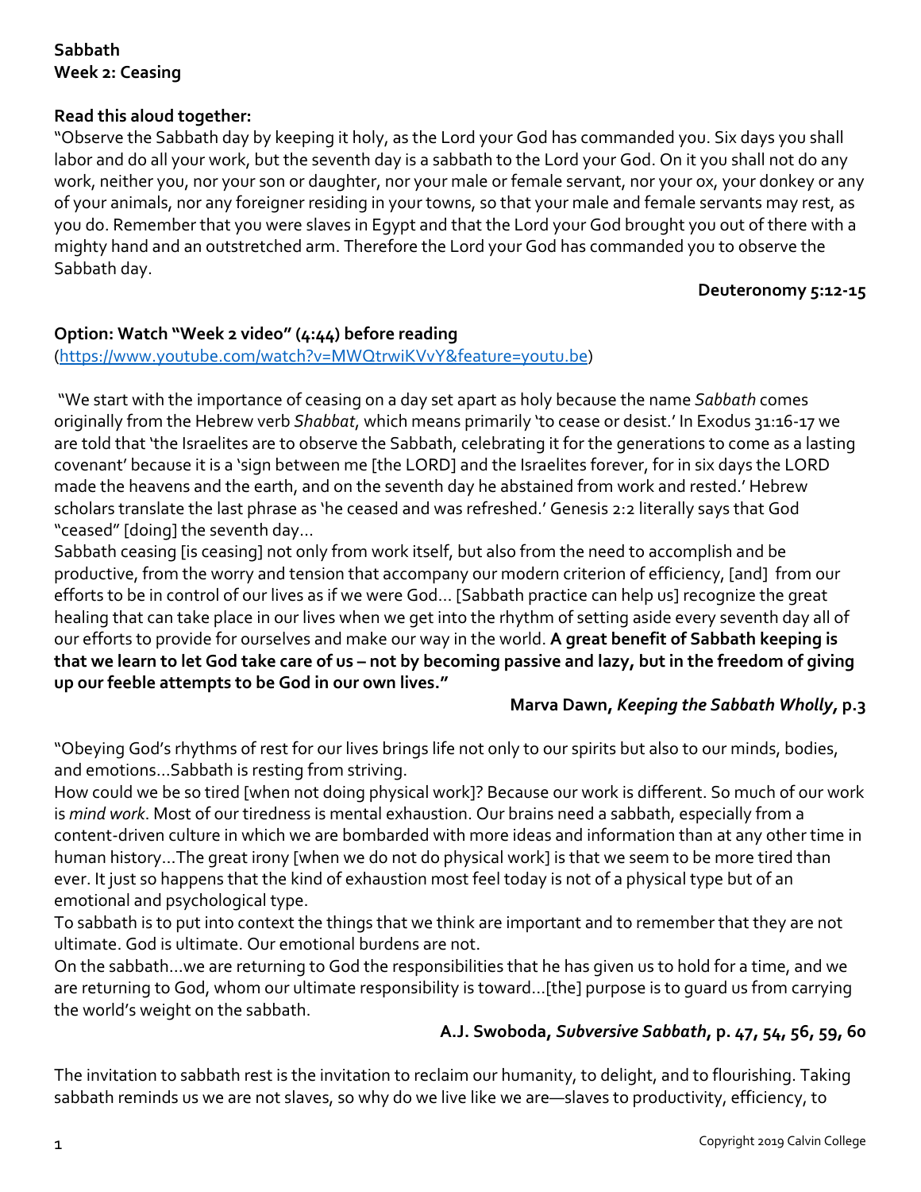**Sabbath**
**Week 2: Ceasing**

**Read this aloud together:**
"Observe the Sabbath day by keeping it holy, as the Lord your God has commanded you. Six days you shall labor and do all your work, but the seventh day is a sabbath to the Lord your God. On it you shall not do any work, neither you, nor your son or daughter, nor your male or female servant, nor your ox, your donkey or any of your animals, nor any foreigner residing in your towns, so that your male and female servants may rest, as you do. Remember that you were slaves in Egypt and that the Lord your God brought you out of there with a mighty hand and an outstretched arm. Therefore the Lord your God has commanded you to observe the Sabbath day.

**Deuteronomy 5:12-15**

**Option: Watch "Week 2 video" (4:44) before reading**
(https://www.youtube.com/watch?v=MWQtrwiKVvY&feature=youtu.be)

"We start with the importance of ceasing on a day set apart as holy because the name *Sabbath* comes originally from the Hebrew verb *Shabbat*, which means primarily 'to cease or desist.' In Exodus 31:16-17 we are told that 'the Israelites are to observe the Sabbath, celebrating it for the generations to come as a lasting covenant' because it is a 'sign between me [the LORD] and the Israelites forever, for in six days the LORD made the heavens and the earth, and on the seventh day he abstained from work and rested.' Hebrew scholars translate the last phrase as 'he ceased and was refreshed.' Genesis 2:2 literally says that God "ceased" [doing] the seventh day…
Sabbath ceasing [is ceasing] not only from work itself, but also from the need to accomplish and be productive, from the worry and tension that accompany our modern criterion of efficiency, [and] from our efforts to be in control of our lives as if we were God… [Sabbath practice can help us] recognize the great healing that can take place in our lives when we get into the rhythm of setting aside every seventh day all of our efforts to provide for ourselves and make our way in the world. **A great benefit of Sabbath keeping is that we learn to let God take care of us – not by becoming passive and lazy, but in the freedom of giving up our feeble attempts to be God in our own lives."**

**Marva Dawn, *Keeping the Sabbath Wholly*, p.3**

"Obeying God's rhythms of rest for our lives brings life not only to our spirits but also to our minds, bodies, and emotions…Sabbath is resting from striving.
How could we be so tired [when not doing physical work]? Because our work is different. So much of our work is *mind work*. Most of our tiredness is mental exhaustion. Our brains need a sabbath, especially from a content-driven culture in which we are bombarded with more ideas and information than at any other time in human history…The great irony [when we do not do physical work] is that we seem to be more tired than ever. It just so happens that the kind of exhaustion most feel today is not of a physical type but of an emotional and psychological type.
To sabbath is to put into context the things that we think are important and to remember that they are not ultimate. God is ultimate. Our emotional burdens are not.
On the sabbath…we are returning to God the responsibilities that he has given us to hold for a time, and we are returning to God, whom our ultimate responsibility is toward…[the] purpose is to guard us from carrying the world's weight on the sabbath.

**A.J. Swoboda, *Subversive Sabbath*, p. 47, 54, 56, 59, 60**

The invitation to sabbath rest is the invitation to reclaim our humanity, to delight, and to flourishing. Taking sabbath reminds us we are not slaves, so why do we live like we are—slaves to productivity, efficiency, to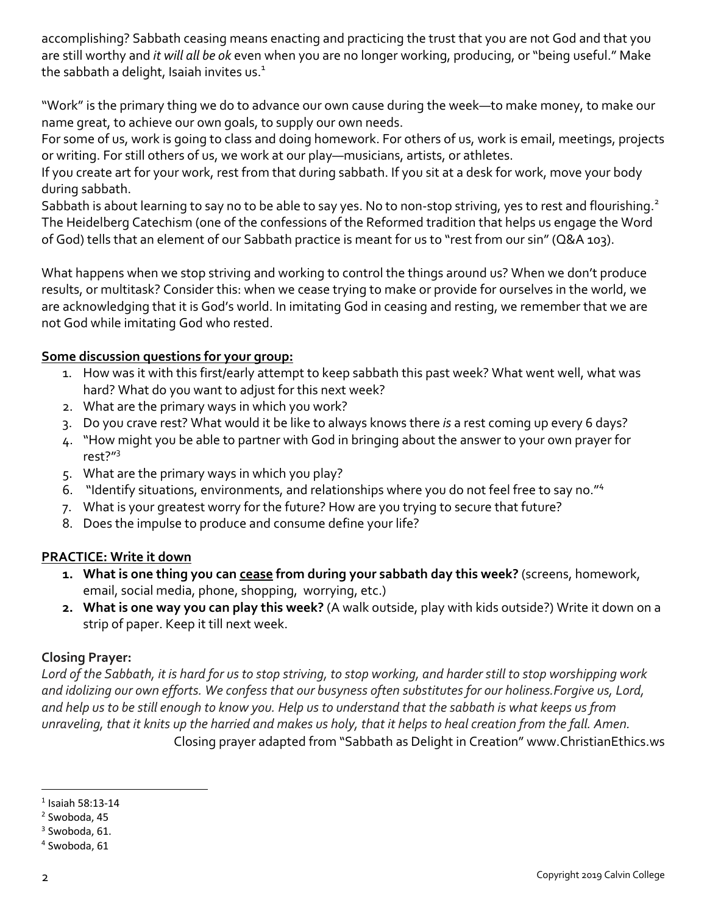accomplishing? Sabbath ceasing means enacting and practicing the trust that you are not God and that you are still worthy and *it will all be ok* even when you are no longer working, producing, or "being useful." Make the sabbath a delight, Isaiah invites us.[1]

"Work" is the primary thing we do to advance our own cause during the week—to make money, to make our name great, to achieve our own goals, to supply our own needs.
For some of us, work is going to class and doing homework. For others of us, work is email, meetings, projects or writing. For still others of us, we work at our play—musicians, artists, or athletes.
If you create art for your work, rest from that during sabbath. If you sit at a desk for work, move your body during sabbath.
Sabbath is about learning to say no to be able to say yes. No to non-stop striving, yes to rest and flourishing.[2]
The Heidelberg Catechism (one of the confessions of the Reformed tradition that helps us engage the Word of God) tells that an element of our Sabbath practice is meant for us to "rest from our sin" (Q&A 103).

What happens when we stop striving and working to control the things around us? When we don't produce results, or multitask? Consider this: when we cease trying to make or provide for ourselves in the world, we are acknowledging that it is God's world. In imitating God in ceasing and resting, we remember that we are not God while imitating God who rested.

**Some discussion questions for your group:**

1. How was it with this first/early attempt to keep sabbath this past week? What went well, what was hard? What do you want to adjust for this next week?
2. What are the primary ways in which you work?
3. Do you crave rest? What would it be like to always knows there *is* a rest coming up every 6 days?
4. "How might you be able to partner with God in bringing about the answer to your own prayer for rest?"[3]
5. What are the primary ways in which you play?
6. "Identify situations, environments, and relationships where you do not feel free to say no."[4]
7. What is your greatest worry for the future? How are you trying to secure that future?
8. Does the impulse to produce and consume define your life?

**PRACTICE: Write it down**

1. **What is one thing you can cease from during your sabbath day this week?** (screens, homework, email, social media, phone, shopping, worrying, etc.)
2. **What is one way you can play this week?** (A walk outside, play with kids outside?) Write it down on a strip of paper. Keep it till next week.

**Closing Prayer:**

*Lord of the Sabbath, it is hard for us to stop striving, to stop working, and harder still to stop worshipping work and idolizing our own efforts. We confess that our busyness often substitutes for our holiness.Forgive us, Lord, and help us to be still enough to know you. Help us to understand that the sabbath is what keeps us from unraveling, that it knits up the harried and makes us holy, that it helps to heal creation from the fall. Amen.*

Closing prayer adapted from "Sabbath as Delight in Creation" www.ChristianEthics.ws

[1] Isaiah 58:13-14
[2] Swoboda, 45
[3] Swoboda, 61.
[4] Swoboda, 61

Copyright 2019 Calvin College